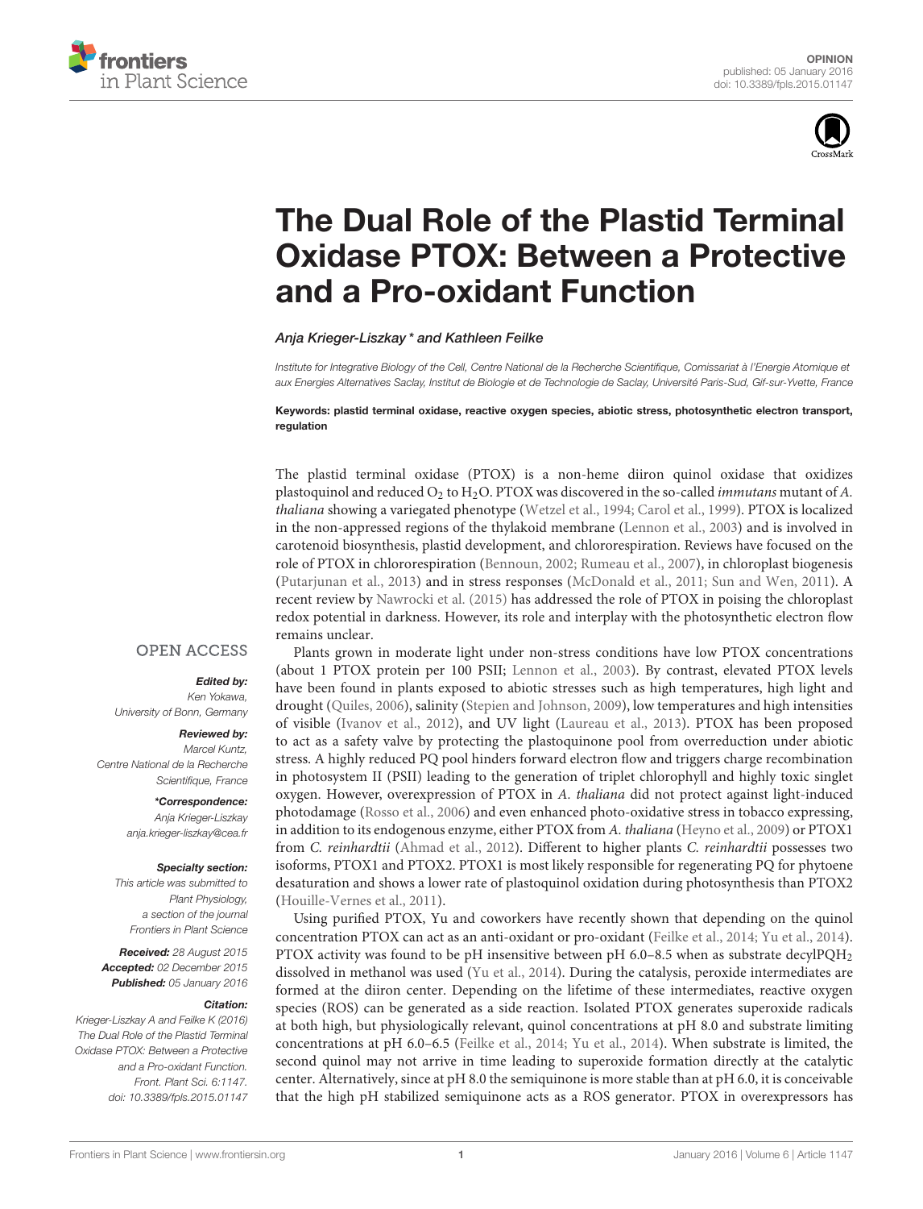OPINION
published: 05 January 2016
doi: 10.3389/fpls.2015.01147

# The Dual Role of the Plastid Terminal Oxidase PTOX: Between a Protective and a Pro-oxidant Function

*Anja Krieger-Liszkay\* and Kathleen Feilke*

*Institute for Integrative Biology of the Cell, Centre National de la Recherche Scientifique, Comissariat à l'Energie Atomique et aux Energies Alternatives Saclay, Institut de Biologie et de Technologie de Saclay, Université Paris-Sud, Gif-sur-Yvette, France*

**Keywords: plastid terminal oxidase, reactive oxygen species, abiotic stress, photosynthetic electron transport, regulation**

OPEN ACCESS

***Edited by:***
*Ken Yokawa,*
*University of Bonn, Germany*

***Reviewed by:***
*Marcel Kuntz,*
*Centre National de la Recherche Scientifique, France*

***\*Correspondence:***
*Anja Krieger-Liszkay*
*anja.krieger-liszkay@cea.fr*

***Specialty section:***
*This article was submitted to Plant Physiology, a section of the journal Frontiers in Plant Science*

***Received:*** *28 August 2015*
***Accepted:*** *02 December 2015*
***Published:*** *05 January 2016*

***Citation:***
*Krieger-Liszkay A and Feilke K (2016) The Dual Role of the Plastid Terminal Oxidase PTOX: Between a Protective and a Pro-oxidant Function. Front. Plant Sci. 6:1147. doi: 10.3389/fpls.2015.01147*

The plastid terminal oxidase (PTOX) is a non-heme diiron quinol oxidase that oxidizes plastoquinol and reduced $O_2$ to $H_2O$. PTOX was discovered in the so-called *immutans* mutant of *A. thaliana* showing a variegated phenotype (Wetzel et al., 1994; Carol et al., 1999). PTOX is localized in the non-appressed regions of the thylakoid membrane (Lennon et al., 2003) and is involved in carotenoid biosynthesis, plastid development, and chlororespiration. Reviews have focused on the role of PTOX in chlororespiration (Bennoun, 2002; Rumeau et al., 2007), in chloroplast biogenesis (Putarjunan et al., 2013) and in stress responses (McDonald et al., 2011; Sun and Wen, 2011). A recent review by Nawrocki et al. (2015) has addressed the role of PTOX in poising the chloroplast redox potential in darkness. However, its role and interplay with the photosynthetic electron flow remains unclear.

Plants grown in moderate light under non-stress conditions have low PTOX concentrations (about 1 PTOX protein per 100 PSII; Lennon et al., 2003). By contrast, elevated PTOX levels have been found in plants exposed to abiotic stresses such as high temperatures, high light and drought (Quiles, 2006), salinity (Stepien and Johnson, 2009), low temperatures and high intensities of visible (Ivanov et al., 2012), and UV light (Laureau et al., 2013). PTOX has been proposed to act as a safety valve by protecting the plastoquinone pool from overreduction under abiotic stress. A highly reduced PQ pool hinders forward electron flow and triggers charge recombination in photosystem II (PSII) leading to the generation of triplet chlorophyll and highly toxic singlet oxygen. However, overexpression of PTOX in *A. thaliana* did not protect against light-induced photodamage (Rosso et al., 2006) and even enhanced photo-oxidative stress in tobacco expressing, in addition to its endogenous enzyme, either PTOX from *A. thaliana* (Heyno et al., 2009) or PTOX1 from *C. reinhardtii* (Ahmad et al., 2012). Different to higher plants *C. reinhardtii* possesses two isoforms, PTOX1 and PTOX2. PTOX1 is most likely responsible for regenerating PQ for phytoene desaturation and shows a lower rate of plastoquinol oxidation during photosynthesis than PTOX2 (Houille-Vernes et al., 2011).

Using purified PTOX, Yu and coworkers have recently shown that depending on the quinol concentration PTOX can act as an anti-oxidant or pro-oxidant (Feilke et al., 2014; Yu et al., 2014). PTOX activity was found to be pH insensitive between pH 6.0–8.5 when as substrate decyl$PQH_2$ dissolved in methanol was used (Yu et al., 2014). During the catalysis, peroxide intermediates are formed at the diiron center. Depending on the lifetime of these intermediates, reactive oxygen species (ROS) can be generated as a side reaction. Isolated PTOX generates superoxide radicals at both high, but physiologically relevant, quinol concentrations at pH 8.0 and substrate limiting concentrations at pH 6.0–6.5 (Feilke et al., 2014; Yu et al., 2014). When substrate is limited, the second quinol may not arrive in time leading to superoxide formation directly at the catalytic center. Alternatively, since at pH 8.0 the semiquinone is more stable than at pH 6.0, it is conceivable that the high pH stabilized semiquinone acts as a ROS generator. PTOX in overexpressors has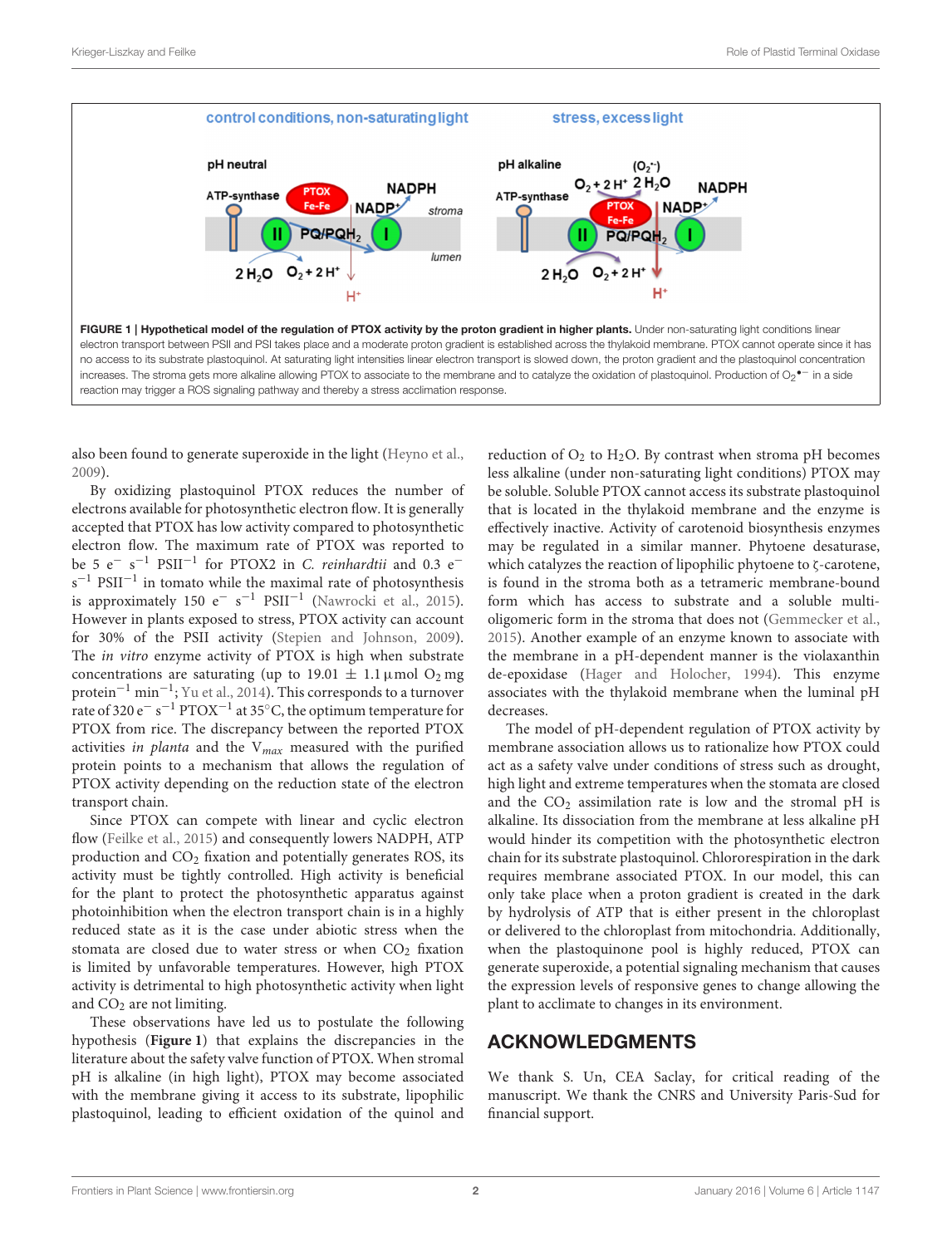**FIGURE 1 | Hypothetical model of the regulation of PTOX activity by the proton gradient in higher plants.** Under non-saturating light conditions linear electron transport between PSII and PSI takes place and a moderate proton gradient is established across the thylakoid membrane. PTOX cannot operate since it has no access to its substrate plastoquinol. At saturating light intensities linear electron transport is slowed down, the proton gradient and the plastoquinol concentration increases. The stroma gets more alkaline allowing PTOX to associate to the membrane and to catalyze the oxidation of plastoquinol. Production of $O_2^{\bullet -}$ in a side reaction may trigger a ROS signaling pathway and thereby a stress acclimation response.

also been found to generate superoxide in the light (Heyno et al., 2009).

By oxidizing plastoquinol PTOX reduces the number of electrons available for photosynthetic electron flow. It is generally accepted that PTOX has low activity compared to photosynthetic electron flow. The maximum rate of PTOX was reported to be 5 $e^- s^{-1}$ $PSII^{-1}$ for PTOX2 in *C. reinhardtii* and 0.3 $e^- s^{-1}$ $PSII^{-1}$ in tomato while the maximal rate of photosynthesis is approximately 150 $e^- s^{-1}$ $PSII^{-1}$ (Nawrocki et al., 2015). However in plants exposed to stress, PTOX activity can account for 30% of the PSII activity (Stepien and Johnson, 2009). The *in vitro* enzyme activity of PTOX is high when substrate concentrations are saturating (up to 19.01 ± 1.1 μmol $O_2$ mg $protein^{-1}$ $min^{-1}$; Yu et al., 2014). This corresponds to a turnover rate of 320 $e^- s^{-1}$ $PTOX^{-1}$ at 35°C, the optimum temperature for PTOX from rice. The discrepancy between the reported PTOX activities *in planta* and the $V_{max}$ measured with the purified protein points to a mechanism that allows the regulation of PTOX activity depending on the reduction state of the electron transport chain.

Since PTOX can compete with linear and cyclic electron flow (Feilke et al., 2015) and consequently lowers NADPH, ATP production and $CO_2$ fixation and potentially generates ROS, its activity must be tightly controlled. High activity is beneficial for the plant to protect the photosynthetic apparatus against photoinhibition when the electron transport chain is in a highly reduced state as it is the case under abiotic stress when the stomata are closed due to water stress or when $CO_2$ fixation is limited by unfavorable temperatures. However, high PTOX activity is detrimental to high photosynthetic activity when light and $CO_2$ are not limiting.

These observations have led us to postulate the following hypothesis (**Figure 1**) that explains the discrepancies in the literature about the safety valve function of PTOX. When stromal pH is alkaline (in high light), PTOX may become associated with the membrane giving it access to its substrate, lipophilic plastoquinol, leading to efficient oxidation of the quinol and reduction of $O_2$ to $H_2O$. By contrast when stroma pH becomes less alkaline (under non-saturating light conditions) PTOX may be soluble. Soluble PTOX cannot access its substrate plastoquinol that is located in the thylakoid membrane and the enzyme is effectively inactive. Activity of carotenoid biosynthesis enzymes may be regulated in a similar manner. Phytoene desaturase, which catalyzes the reaction of lipophilic phytoene to ζ-carotene, is found in the stroma both as a tetrameric membrane-bound form which has access to substrate and a soluble multi-oligomeric form in the stroma that does not (Gemmecker et al., 2015). Another example of an enzyme known to associate with the membrane in a pH-dependent manner is the violaxanthin de-epoxidase (Hager and Holocher, 1994). This enzyme associates with the thylakoid membrane when the luminal pH decreases.

The model of pH-dependent regulation of PTOX activity by membrane association allows us to rationalize how PTOX could act as a safety valve under conditions of stress such as drought, high light and extreme temperatures when the stomata are closed and the $CO_2$ assimilation rate is low and the stromal pH is alkaline. Its dissociation from the membrane at less alkaline pH would hinder its competition with the photosynthetic electron chain for its substrate plastoquinol. Chlororespiration in the dark requires membrane associated PTOX. In our model, this can only take place when a proton gradient is created in the dark by hydrolysis of ATP that is either present in the chloroplast or delivered to the chloroplast from mitochondria. Additionally, when the plastoquinone pool is highly reduced, PTOX can generate superoxide, a potential signaling mechanism that causes the expression levels of responsive genes to change allowing the plant to acclimate to changes in its environment.

## ACKNOWLEDGMENTS

We thank S. Un, CEA Saclay, for critical reading of the manuscript. We thank the CNRS and University Paris-Sud for financial support.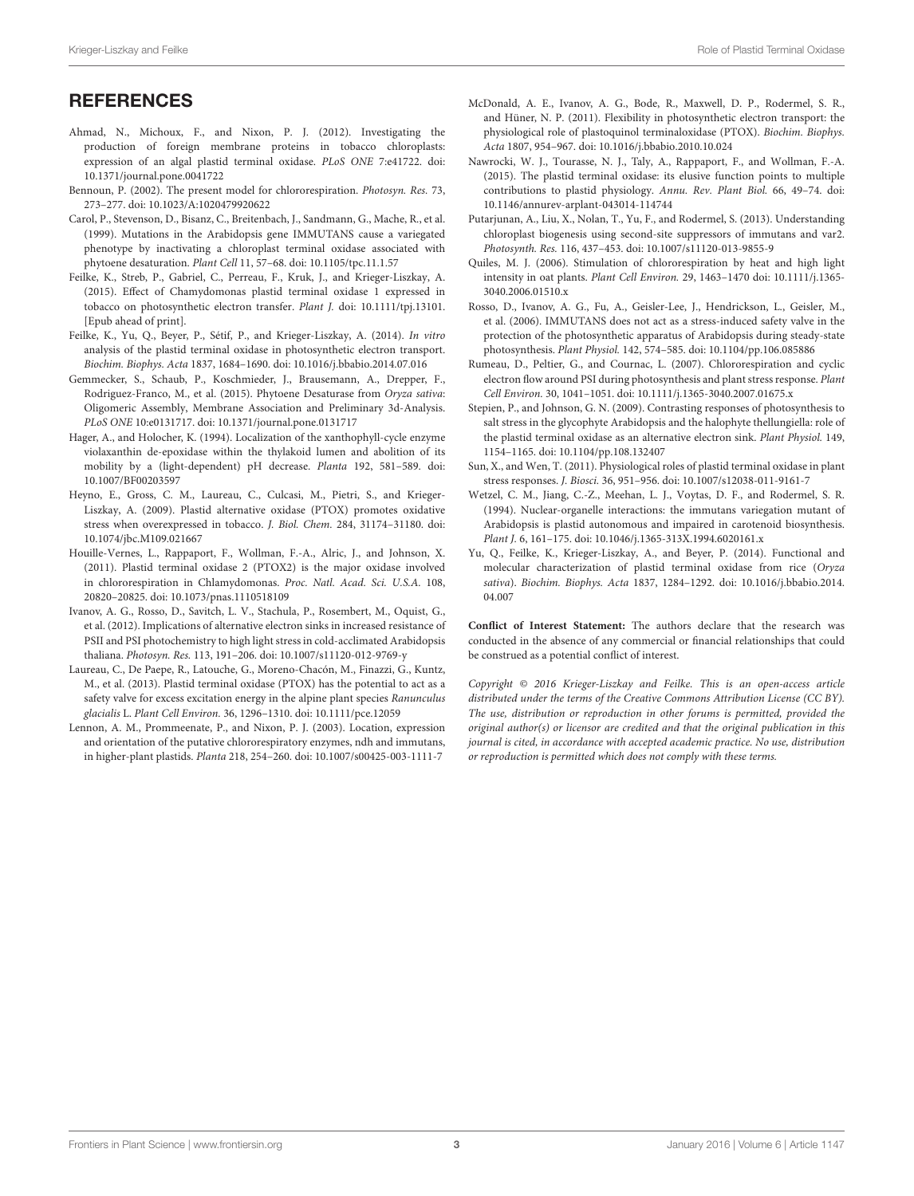## REFERENCES

Ahmad, N., Michoux, F., and Nixon, P. J. (2012). Investigating the production of foreign membrane proteins in tobacco chloroplasts: expression of an algal plastid terminal oxidase. *PLoS ONE* 7:e41722. doi: 10.1371/journal.pone.0041722

Bennoun, P. (2002). The present model for chlororespiration. *Photosyn. Res.* 73, 273–277. doi: 10.1023/A:1020479920622

Carol, P., Stevenson, D., Bisanz, C., Breitenbach, J., Sandmann, G., Mache, R., et al. (1999). Mutations in the Arabidopsis gene IMMUTANS cause a variegated phenotype by inactivating a chloroplast terminal oxidase associated with phytoene desaturation. *Plant Cell* 11, 57–68. doi: 10.1105/tpc.11.1.57

Feilke, K., Streb, P., Gabriel, C., Perreau, F., Kruk, J., and Krieger-Liszkay, A. (2015). Effect of Chamydomonas plastid terminal oxidase 1 expressed in tobacco on photosynthetic electron transfer. *Plant J.* doi: 10.1111/tpj.13101. [Epub ahead of print].

Feilke, K., Yu, Q., Beyer, P., Sétif, P., and Krieger-Liszkay, A. (2014). *In vitro* analysis of the plastid terminal oxidase in photosynthetic electron transport. *Biochim. Biophys. Acta* 1837, 1684–1690. doi: 10.1016/j.bbabio.2014.07.016

Gemmecker, S., Schaub, P., Koschmieder, J., Brausemann, A., Drepper, F., Rodriguez-Franco, M., et al. (2015). Phytoene Desaturase from *Oryza sativa*: Oligomeric Assembly, Membrane Association and Preliminary 3d-Analysis. *PLoS ONE* 10:e0131717. doi: 10.1371/journal.pone.0131717

Hager, A., and Holocher, K. (1994). Localization of the xanthophyll-cycle enzyme violaxanthin de-epoxidase within the thylakoid lumen and abolition of its mobility by a (light-dependent) pH decrease. *Planta* 192, 581–589. doi: 10.1007/BF00203597

Heyno, E., Gross, C. M., Laureau, C., Culcasi, M., Pietri, S., and Krieger-Liszkay, A. (2009). Plastid alternative oxidase (PTOX) promotes oxidative stress when overexpressed in tobacco. *J. Biol. Chem.* 284, 31174–31180. doi: 10.1074/jbc.M109.021667

Houille-Vernes, L., Rappaport, F., Wollman, F.-A., Alric, J., and Johnson, X. (2011). Plastid terminal oxidase 2 (PTOX2) is the major oxidase involved in chlororespiration in Chlamydomonas. *Proc. Natl. Acad. Sci. U.S.A.* 108, 20820–20825. doi: 10.1073/pnas.1110518109

Ivanov, A. G., Rosso, D., Savitch, L. V., Stachula, P., Rosembert, M., Oquist, G., et al. (2012). Implications of alternative electron sinks in increased resistance of PSII and PSI photochemistry to high light stress in cold-acclimated Arabidopsis thaliana. *Photosyn. Res.* 113, 191–206. doi: 10.1007/s11120-012-9769-y

Laureau, C., De Paepe, R., Latouche, G., Moreno-Chacón, M., Finazzi, G., Kuntz, M., et al. (2013). Plastid terminal oxidase (PTOX) has the potential to act as a safety valve for excess excitation energy in the alpine plant species *Ranunculus glacialis* L. *Plant Cell Environ.* 36, 1296–1310. doi: 10.1111/pce.12059

Lennon, A. M., Prommeenate, P., and Nixon, P. J. (2003). Location, expression and orientation of the putative chlororespiratory enzymes, ndh and immutans, in higher-plant plastids. *Planta* 218, 254–260. doi: 10.1007/s00425-003-1111-7

McDonald, A. E., Ivanov, A. G., Bode, R., Maxwell, D. P., Rodermel, S. R., and Hüner, N. P. (2011). Flexibility in photosynthetic electron transport: the physiological role of plastoquinol terminaloxidase (PTOX). *Biochim. Biophys. Acta* 1807, 954–967. doi: 10.1016/j.bbabio.2010.10.024

Nawrocki, W. J., Tourasse, N. J., Taly, A., Rappaport, F., and Wollman, F.-A. (2015). The plastid terminal oxidase: its elusive function points to multiple contributions to plastid physiology. *Annu. Rev. Plant Biol.* 66, 49–74. doi: 10.1146/annurev-arplant-043014-114744

Putarjunan, A., Liu, X., Nolan, T., Yu, F., and Rodermel, S. (2013). Understanding chloroplast biogenesis using second-site suppressors of immutans and var2. *Photosynth. Res.* 116, 437–453. doi: 10.1007/s11120-013-9855-9

Quiles, M. J. (2006). Stimulation of chlororespiration by heat and high light intensity in oat plants. *Plant Cell Environ.* 29, 1463–1470 doi: 10.1111/j.1365-3040.2006.01510.x

Rosso, D., Ivanov, A. G., Fu, A., Geisler-Lee, J., Hendrickson, L., Geisler, M., et al. (2006). IMMUTANS does not act as a stress-induced safety valve in the protection of the photosynthetic apparatus of Arabidopsis during steady-state photosynthesis. *Plant Physiol.* 142, 574–585. doi: 10.1104/pp.106.085886

Rumeau, D., Peltier, G., and Cournac, L. (2007). Chlororespiration and cyclic electron flow around PSI during photosynthesis and plant stress response. *Plant Cell Environ.* 30, 1041–1051. doi: 10.1111/j.1365-3040.2007.01675.x

Stepien, P., and Johnson, G. N. (2009). Contrasting responses of photosynthesis to salt stress in the glycophyte Arabidopsis and the halophyte thellungiella: role of the plastid terminal oxidase as an alternative electron sink. *Plant Physiol.* 149, 1154–1165. doi: 10.1104/pp.108.132407

Sun, X., and Wen, T. (2011). Physiological roles of plastid terminal oxidase in plant stress responses. *J. Biosci.* 36, 951–956. doi: 10.1007/s12038-011-9161-7

Wetzel, C. M., Jiang, C.-Z., Meehan, L. J., Voytas, D. F., and Rodermel, S. R. (1994). Nuclear-organelle interactions: the immutans variegation mutant of Arabidopsis is plastid autonomous and impaired in carotenoid biosynthesis. *Plant J.* 6, 161–175. doi: 10.1046/j.1365-313X.1994.6020161.x

Yu, Q., Feilke, K., Krieger-Liszkay, A., and Beyer, P. (2014). Functional and molecular characterization of plastid terminal oxidase from rice (*Oryza sativa*). *Biochim. Biophys. Acta* 1837, 1284–1292. doi: 10.1016/j.bbabio.2014.04.007

**Conflict of Interest Statement:** The authors declare that the research was conducted in the absence of any commercial or financial relationships that could be construed as a potential conflict of interest.

*Copyright © 2016 Krieger-Liszkay and Feilke. This is an open-access article distributed under the terms of the Creative Commons Attribution License (CC BY). The use, distribution or reproduction in other forums is permitted, provided the original author(s) or licensor are credited and that the original publication in this journal is cited, in accordance with accepted academic practice. No use, distribution or reproduction is permitted which does not comply with these terms.*